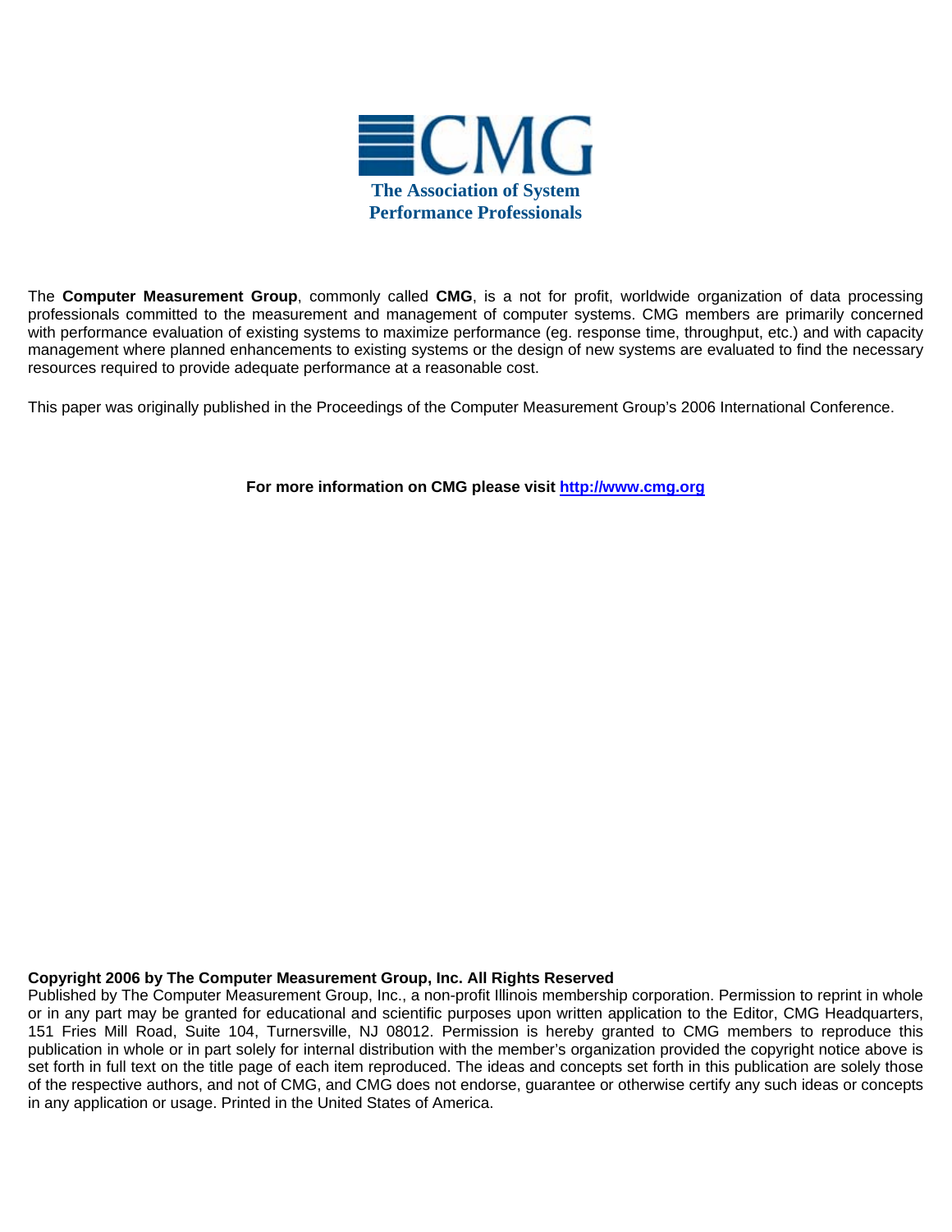# CMG

**The Association of System Performance Professionals**

The **Computer Measurement Group**, commonly called **CMG**, is a not for profit, worldwide organization of data processing professionals committed to the measurement and management of computer systems. CMG members are primarily concerned with performance evaluation of existing systems to maximize performance (eg. response time, throughput, etc.) and with capacity management where planned enhancements to existing systems or the design of new systems are evaluated to find the necessary resources required to provide adequate performance at a reasonable cost.

This paper was originally published in the Proceedings of the Computer Measurement Group's 2006 International Conference.

**For more information on CMG please visit http://www.cmg.org**

**Copyright 2006 by The Computer Measurement Group, Inc. All Rights Reserved**
Published by The Computer Measurement Group, Inc., a non-profit Illinois membership corporation. Permission to reprint in whole or in any part may be granted for educational and scientific purposes upon written application to the Editor, CMG Headquarters, 151 Fries Mill Road, Suite 104, Turnersville, NJ 08012. Permission is hereby granted to CMG members to reproduce this publication in whole or in part solely for internal distribution with the member's organization provided the copyright notice above is set forth in full text on the title page of each item reproduced. The ideas and concepts set forth in this publication are solely those of the respective authors, and not of CMG, and CMG does not endorse, guarantee or otherwise certify any such ideas or concepts in any application or usage. Printed in the United States of America.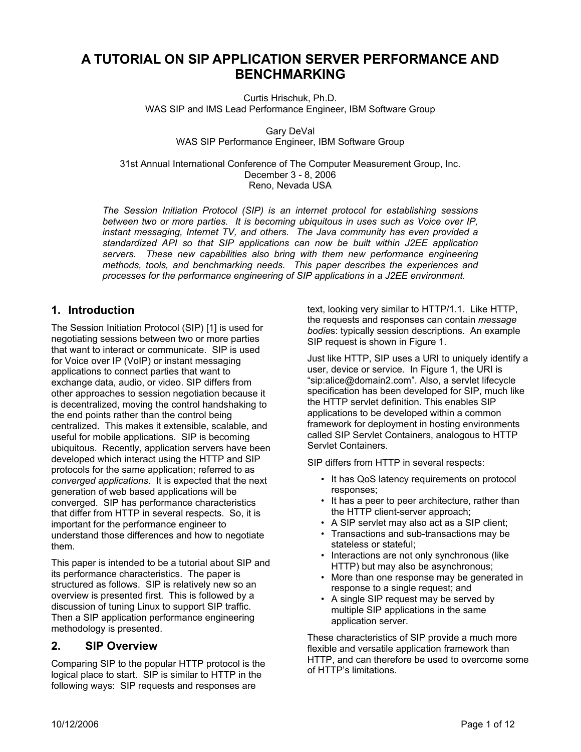# A TUTORIAL ON SIP APPLICATION SERVER PERFORMANCE AND BENCHMARKING

Curtis Hrischuk, Ph.D.
WAS SIP and IMS Lead Performance Engineer, IBM Software Group

Gary DeVal
WAS SIP Performance Engineer, IBM Software Group

31st Annual International Conference of The Computer Measurement Group, Inc.
December 3 - 8, 2006
Reno, Nevada USA

*The Session Initiation Protocol (SIP) is an internet protocol for establishing sessions between two or more parties. It is becoming ubiquitous in uses such as Voice over IP, instant messaging, Internet TV, and others. The Java community has even provided a standardized API so that SIP applications can now be built within J2EE application servers. These new capabilities also bring with them new performance engineering methods, tools, and benchmarking needs. This paper describes the experiences and processes for the performance engineering of SIP applications in a J2EE environment.*

## 1. Introduction

The Session Initiation Protocol (SIP) [1] is used for negotiating sessions between two or more parties that want to interact or communicate. SIP is used for Voice over IP (VoIP) or instant messaging applications to connect parties that want to exchange data, audio, or video. SIP differs from other approaches to session negotiation because it is decentralized, moving the control handshaking to the end points rather than the control being centralized. This makes it extensible, scalable, and useful for mobile applications. SIP is becoming ubiquitous. Recently, application servers have been developed which interact using the HTTP and SIP protocols for the same application; referred to as *converged applications*. It is expected that the next generation of web based applications will be converged. SIP has performance characteristics that differ from HTTP in several respects. So, it is important for the performance engineer to understand those differences and how to negotiate them.

This paper is intended to be a tutorial about SIP and its performance characteristics. The paper is structured as follows. SIP is relatively new so an overview is presented first. This is followed by a discussion of tuning Linux to support SIP traffic. Then a SIP application performance engineering methodology is presented.

## 2. SIP Overview

Comparing SIP to the popular HTTP protocol is the logical place to start. SIP is similar to HTTP in the following ways: SIP requests and responses are text, looking very similar to HTTP/1.1. Like HTTP, the requests and responses can contain *message bodies*: typically session descriptions. An example SIP request is shown in Figure 1.

Just like HTTP, SIP uses a URI to uniquely identify a user, device or service. In Figure 1, the URI is “sip:alice@domain2.com”. Also, a servlet lifecycle specification has been developed for SIP, much like the HTTP servlet definition. This enables SIP applications to be developed within a common framework for deployment in hosting environments called SIP Servlet Containers, analogous to HTTP Servlet Containers.

SIP differs from HTTP in several respects:

- It has QoS latency requirements on protocol responses;
- It has a peer to peer architecture, rather than the HTTP client-server approach;
- A SIP servlet may also act as a SIP client;
- Transactions and sub-transactions may be stateless or stateful;
- Interactions are not only synchronous (like HTTP) but may also be asynchronous;
- More than one response may be generated in response to a single request; and
- A single SIP request may be served by multiple SIP applications in the same application server.

These characteristics of SIP provide a much more flexible and versatile application framework than HTTP, and can therefore be used to overcome some of HTTP’s limitations.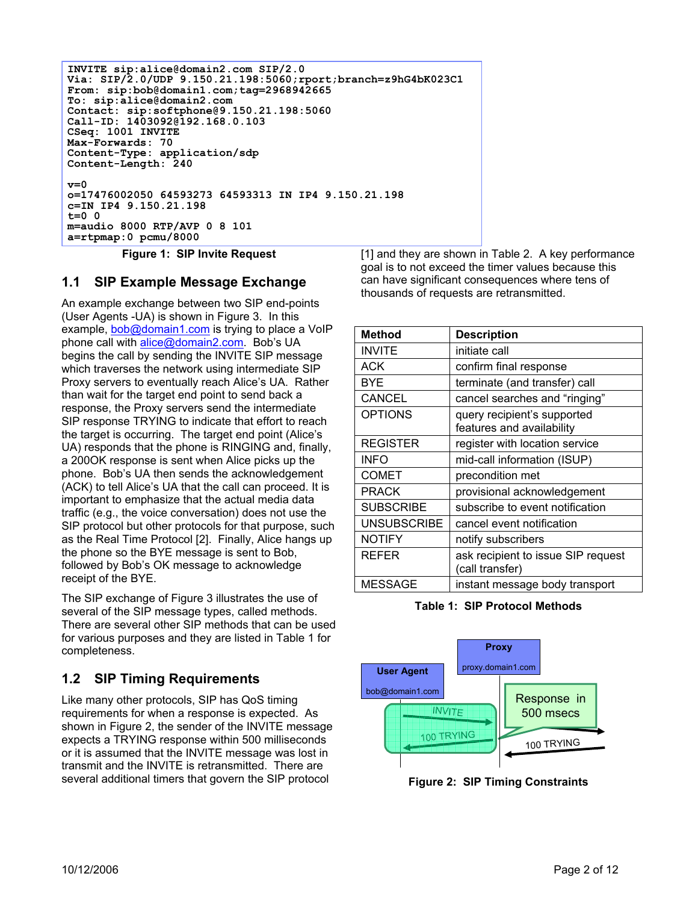```
INVITE sip:alice@domain2.com SIP/2.0
Via: SIP/2.0/UDP 9.150.21.198:5060;rport;branch=z9hG4bK023C1
From: sip:bob@domain1.com;tag=2968942665
To: sip:alice@domain2.com
Contact: sip:softphone@9.150.21.198:5060
Call-ID: 1403092@192.168.0.103
CSeq: 1001 INVITE
Max-Forwards: 70
Content-Type: application/sdp
Content-Length: 240

v=0
o=17476002050 64593273 64593313 IN IP4 9.150.21.198
c=IN IP4 9.150.21.198
t=0 0
m=audio 8000 RTP/AVP 0 8 101
a=rtpmap:0 pcmu/8000
```

**Figure 1: SIP Invite Request**

## 1.1 SIP Example Message Exchange

An example exchange between two SIP end-points (User Agents -UA) is shown in Figure 3. In this example, bob@domain1.com is trying to place a VoIP phone call with alice@domain2.com. Bob's UA begins the call by sending the INVITE SIP message which traverses the network using intermediate SIP Proxy servers to eventually reach Alice's UA. Rather than wait for the target end point to send back a response, the Proxy servers send the intermediate SIP response TRYING to indicate that effort to reach the target is occurring. The target end point (Alice's UA) responds that the phone is RINGING and, finally, a 200OK response is sent when Alice picks up the phone. Bob's UA then sends the acknowledgement (ACK) to tell Alice's UA that the call can proceed. It is important to emphasize that the actual media data traffic (e.g., the voice conversation) does not use the SIP protocol but other protocols for that purpose, such as the Real Time Protocol [2]. Finally, Alice hangs up the phone so the BYE message is sent to Bob, followed by Bob's OK message to acknowledge receipt of the BYE.

The SIP exchange of Figure 3 illustrates the use of several of the SIP message types, called methods. There are several other SIP methods that can be used for various purposes and they are listed in Table 1 for completeness.

## 1.2 SIP Timing Requirements

Like many other protocols, SIP has QoS timing requirements for when a response is expected. As shown in Figure 2, the sender of the INVITE message expects a TRYING response within 500 milliseconds or it is assumed that the INVITE message was lost in transmit and the INVITE is retransmitted. There are several additional timers that govern the SIP protocol [1] and they are shown in Table 2. A key performance goal is to not exceed the timer values because this can have significant consequences where tens of thousands of requests are retransmitted.

| Method | Description |
|---|---|
| INVITE | initiate call |
| ACK | confirm final response |
| BYE | terminate (and transfer) call |
| CANCEL | cancel searches and "ringing" |
| OPTIONS | query recipient's supported features and availability |
| REGISTER | register with location service |
| INFO | mid-call information (ISUP) |
| COMET | precondition met |
| PRACK | provisional acknowledgement |
| SUBSCRIBE | subscribe to event notification |
| UNSUBSCRIBE | cancel event notification |
| NOTIFY | notify subscribers |
| REFER | ask recipient to issue SIP request (call transfer) |
| MESSAGE | instant message body transport |

**Table 1: SIP Protocol Methods**

**Figure 2: SIP Timing Constraints**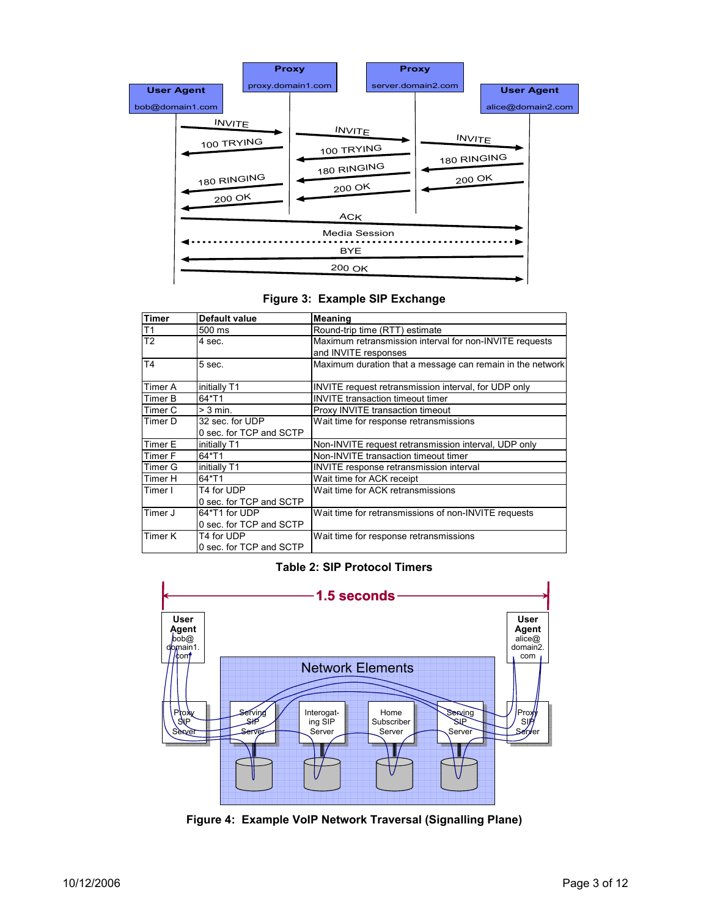Figure 3: Example SIP Exchange

| Timer | Default value | Meaning |
| --- | --- | --- |
| T1 | 500 ms | Round-trip time (RTT) estimate |
| T2 | 4 sec. | Maximum retransmission interval for non-INVITE requests and INVITE responses |
| T4 | 5 sec. | Maximum duration that a message can remain in the network |
| Timer A | initially T1 | INVITE request retransmission interval, for UDP only |
| Timer B | 64*T1 | INVITE transaction timeout timer |
| Timer C | > 3 min. | Proxy INVITE transaction timeout |
| Timer D | 32 sec. for UDP<br>0 sec. for TCP and SCTP | Wait time for response retransmissions |
| Timer E | initially T1 | Non-INVITE request retransmission interval, UDP only |
| Timer F | 64*T1 | Non-INVITE transaction timeout timer |
| Timer G | initially T1 | INVITE response retransmission interval |
| Timer H | 64*T1 | Wait time for ACK receipt |
| Timer I | T4 for UDP<br>0 sec. for TCP and SCTP | Wait time for ACK retransmissions |
| Timer J | 64*T1 for UDP<br>0 sec. for TCP and SCTP | Wait time for retransmissions of non-INVITE requests |
| Timer K | T4 for UDP<br>0 sec. for TCP and SCTP | Wait time for response retransmissions |

Table 2: SIP Protocol Timers

Figure 4: Example VoIP Network Traversal (Signalling Plane)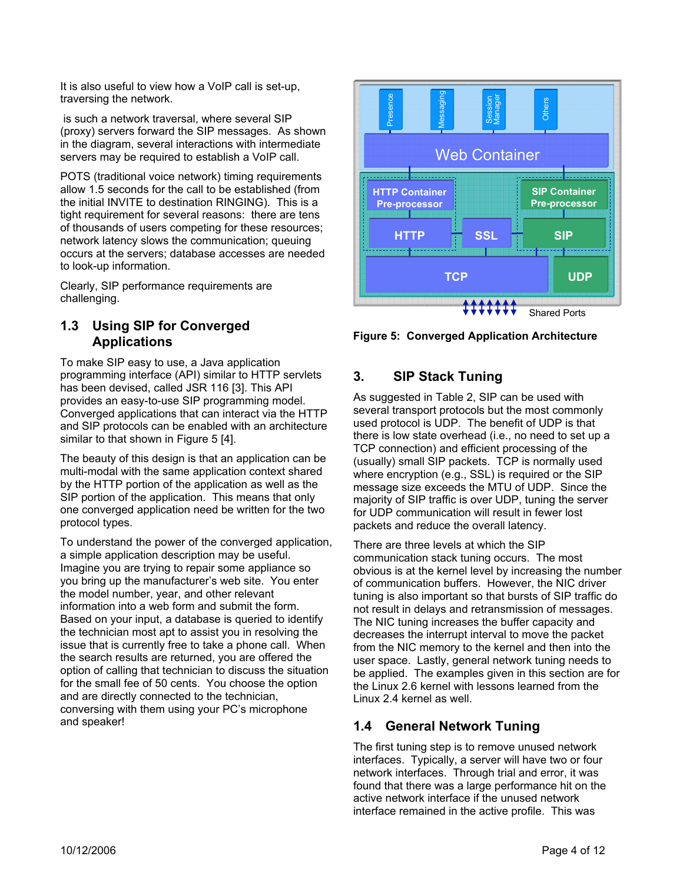It is also useful to view how a VoIP call is set-up, traversing the network.

is such a network traversal, where several SIP (proxy) servers forward the SIP messages. As shown in the diagram, several interactions with intermediate servers may be required to establish a VoIP call.

POTS (traditional voice network) timing requirements allow 1.5 seconds for the call to be established (from the initial INVITE to destination RINGING). This is a tight requirement for several reasons: there are tens of thousands of users competing for these resources; network latency slows the communication; queuing occurs at the servers; database accesses are needed to look-up information.

Clearly, SIP performance requirements are challenging.

## 1.3 Using SIP for Converged Applications

To make SIP easy to use, a Java application programming interface (API) similar to HTTP servlets has been devised, called JSR 116 [3]. This API provides an easy-to-use SIP programming model. Converged applications that can interact via the HTTP and SIP protocols can be enabled with an architecture similar to that shown in Figure 5 [4].

The beauty of this design is that an application can be multi-modal with the same application context shared by the HTTP portion of the application as well as the SIP portion of the application. This means that only one converged application need be written for the two protocol types.

To understand the power of the converged application, a simple application description may be useful. Imagine you are trying to repair some appliance so you bring up the manufacturer's web site. You enter the model number, year, and other relevant information into a web form and submit the form. Based on your input, a database is queried to identify the technician most apt to assist you in resolving the issue that is currently free to take a phone call. When the search results are returned, you are offered the option of calling that technician to discuss the situation for the small fee of 50 cents. You choose the option and are directly connected to the technician, conversing with them using your PC's microphone and speaker!

Presence | Messaging | Session Manager | Others

Web Container

HTTP Container Pre-processor | SIP Container Pre-processor

HTTP | SSL | SIP

TCP | UDP

Shared Ports

**Figure 5: Converged Application Architecture**

# 3. SIP Stack Tuning

As suggested in Table 2, SIP can be used with several transport protocols but the most commonly used protocol is UDP. The benefit of UDP is that there is low state overhead (i.e., no need to set up a TCP connection) and efficient processing of the (usually) small SIP packets. TCP is normally used where encryption (e.g., SSL) is required or the SIP message size exceeds the MTU of UDP. Since the majority of SIP traffic is over UDP, tuning the server for UDP communication will result in fewer lost packets and reduce the overall latency.

There are three levels at which the SIP communication stack tuning occurs. The most obvious is at the kernel level by increasing the number of communication buffers. However, the NIC driver tuning is also important so that bursts of SIP traffic do not result in delays and retransmission of messages. The NIC tuning increases the buffer capacity and decreases the interrupt interval to move the packet from the NIC memory to the kernel and then into the user space. Lastly, general network tuning needs to be applied. The examples given in this section are for the Linux 2.6 kernel with lessons learned from the Linux 2.4 kernel as well.

## 1.4 General Network Tuning

The first tuning step is to remove unused network interfaces. Typically, a server will have two or four network interfaces. Through trial and error, it was found that there was a large performance hit on the active network interface if the unused network interface remained in the active profile. This was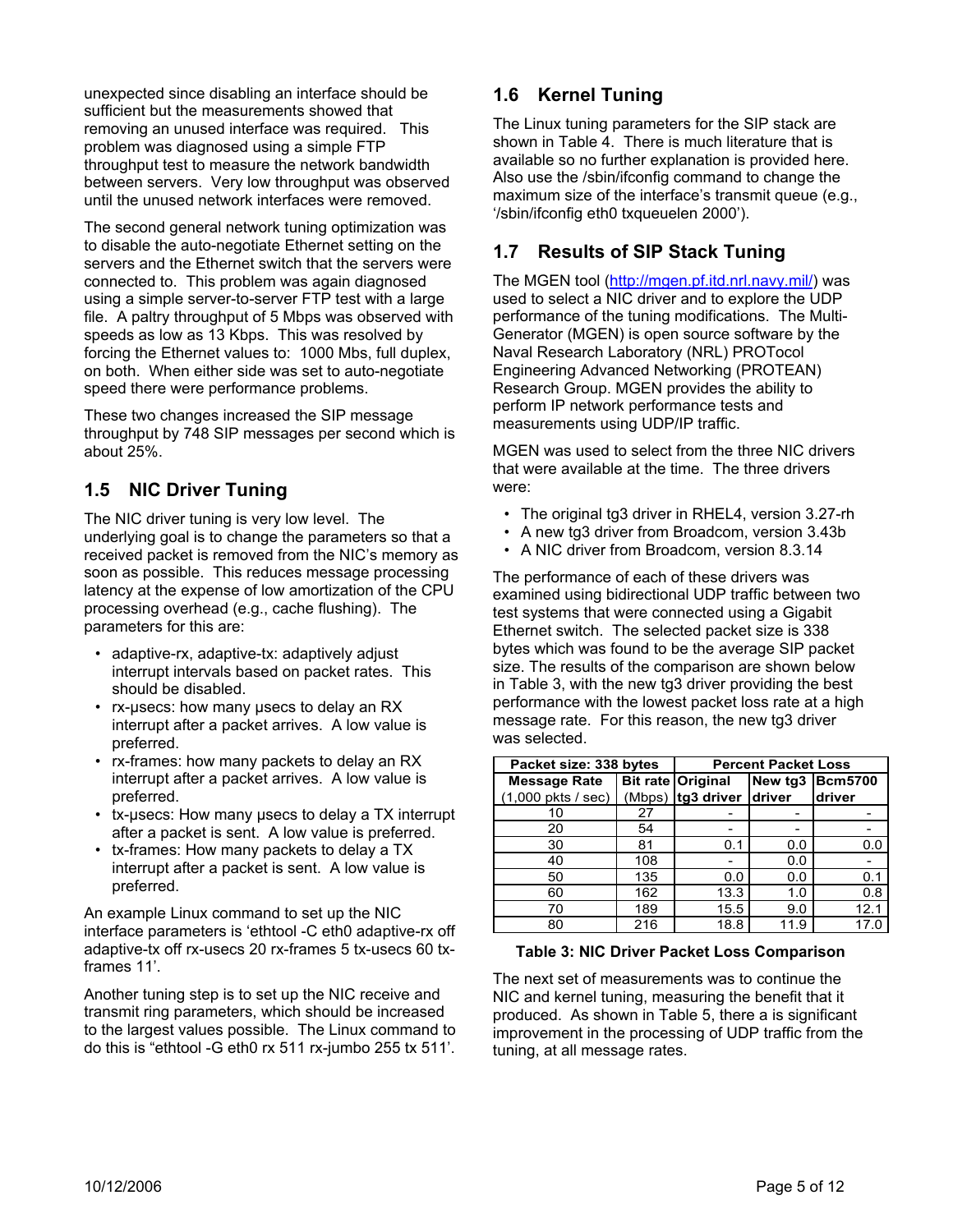unexpected since disabling an interface should be sufficient but the measurements showed that removing an unused interface was required. This problem was diagnosed using a simple FTP throughput test to measure the network bandwidth between servers. Very low throughput was observed until the unused network interfaces were removed.

The second general network tuning optimization was to disable the auto-negotiate Ethernet setting on the servers and the Ethernet switch that the servers were connected to. This problem was again diagnosed using a simple server-to-server FTP test with a large file. A paltry throughput of 5 Mbps was observed with speeds as low as 13 Kbps. This was resolved by forcing the Ethernet values to: 1000 Mbs, full duplex, on both. When either side was set to auto-negotiate speed there were performance problems.

These two changes increased the SIP message throughput by 748 SIP messages per second which is about 25%.

## 1.5 NIC Driver Tuning

The NIC driver tuning is very low level. The underlying goal is to change the parameters so that a received packet is removed from the NIC's memory as soon as possible. This reduces message processing latency at the expense of low amortization of the CPU processing overhead (e.g., cache flushing). The parameters for this are:

- adaptive-rx, adaptive-tx: adaptively adjust interrupt intervals based on packet rates. This should be disabled.
- rx-µsecs: how many µsecs to delay an RX interrupt after a packet arrives. A low value is preferred.
- rx-frames: how many packets to delay an RX interrupt after a packet arrives. A low value is preferred.
- tx-µsecs: How many µsecs to delay a TX interrupt after a packet is sent. A low value is preferred.
- tx-frames: How many packets to delay a TX interrupt after a packet is sent. A low value is preferred.

An example Linux command to set up the NIC interface parameters is 'ethtool -C eth0 adaptive-rx off adaptive-tx off rx-usecs 20 rx-frames 5 tx-usecs 60 tx-frames 11'.

Another tuning step is to set up the NIC receive and transmit ring parameters, which should be increased to the largest values possible. The Linux command to do this is "ethtool -G eth0 rx 511 rx-jumbo 255 tx 511".

## 1.6 Kernel Tuning

The Linux tuning parameters for the SIP stack are shown in Table 4. There is much literature that is available so no further explanation is provided here. Also use the /sbin/ifconfig command to change the maximum size of the interface's transmit queue (e.g., '/sbin/ifconfig eth0 txqueuelen 2000').

## 1.7 Results of SIP Stack Tuning

The MGEN tool (http://mgen.pf.itd.nrl.navy.mil/) was used to select a NIC driver and to explore the UDP performance of the tuning modifications. The Multi-Generator (MGEN) is open source software by the Naval Research Laboratory (NRL) PROTocol Engineering Advanced Networking (PROTEAN) Research Group. MGEN provides the ability to perform IP network performance tests and measurements using UDP/IP traffic.

MGEN was used to select from the three NIC drivers that were available at the time. The three drivers were:

- The original tg3 driver in RHEL4, version 3.27-rh
- A new tg3 driver from Broadcom, version 3.43b
- A NIC driver from Broadcom, version 8.3.14

The performance of each of these drivers was examined using bidirectional UDP traffic between two test systems that were connected using a Gigabit Ethernet switch. The selected packet size is 338 bytes which was found to be the average SIP packet size. The results of the comparison are shown below in Table 3, with the new tg3 driver providing the best performance with the lowest packet loss rate at a high message rate. For this reason, the new tg3 driver was selected.

| Packet size: 338 bytes | | Percent Packet Loss | | |
|---|---|---|---|---|
| **Message Rate** (1,000 pkts / sec) | **Bit rate** (Mbps) | **Original tg3 driver** | **New tg3 driver** | **Bcm5700 driver** |
| 10 | 27 | - | - | - |
| 20 | 54 | - | - | - |
| 30 | 81 | 0.1 | 0.0 | 0.0 |
| 40 | 108 | - | 0.0 | - |
| 50 | 135 | 0.0 | 0.0 | 0.1 |
| 60 | 162 | 13.3 | 1.0 | 0.8 |
| 70 | 189 | 15.5 | 9.0 | 12.1 |
| 80 | 216 | 18.8 | 11.9 | 17.0 |

**Table 3: NIC Driver Packet Loss Comparison**

The next set of measurements was to continue the NIC and kernel tuning, measuring the benefit that it produced. As shown in Table 5, there a is significant improvement in the processing of UDP traffic from the tuning, at all message rates.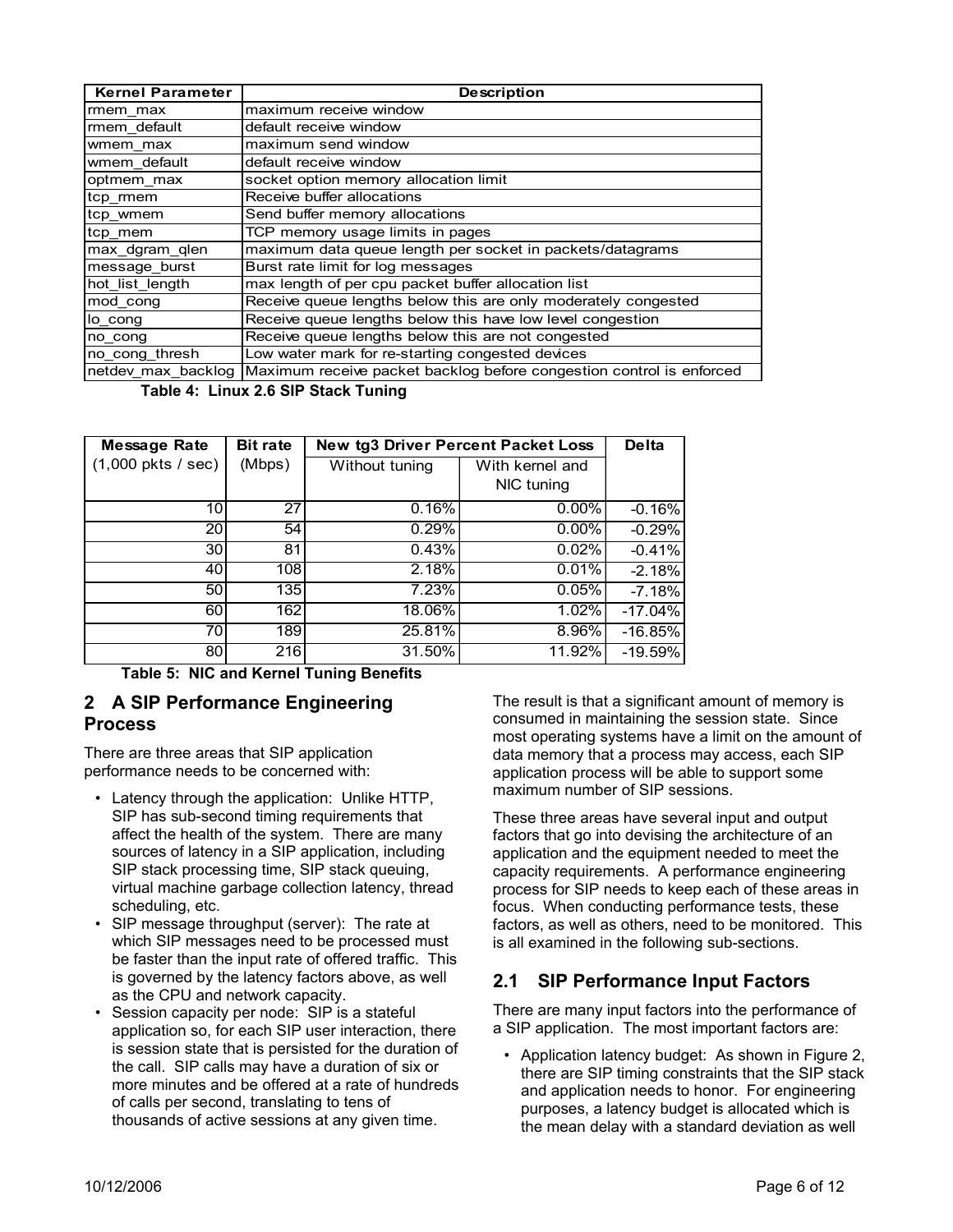| Kernel Parameter | Description |
|---|---|
| rmem_max | maximum receive window |
| rmem_default | default receive window |
| wmem_max | maximum send window |
| wmem_default | default receive window |
| optmem_max | socket option memory allocation limit |
| tcp_rmem | Receive buffer allocations |
| tcp_wmem | Send buffer memory allocations |
| tcp_mem | TCP memory usage limits in pages |
| max_dgram_qlen | maximum data queue length per socket in packets/datagrams |
| message_burst | Burst rate limit for log messages |
| hot_list_length | max length of per cpu packet buffer allocation list |
| mod_cong | Receive queue lengths below this are only moderately congested |
| lo_cong | Receive queue lengths below this have low level congestion |
| no_cong | Receive queue lengths below this are not congested |
| no_cong_thresh | Low water mark for re-starting congested devices |
| netdev_max_backlog | Maximum receive packet backlog before congestion control is enforced |

**Table 4: Linux 2.6 SIP Stack Tuning**

| Message Rate | Bit rate | New tg3 Driver Percent Packet Loss | | Delta |
|---|---|---|---|---|
| (1,000 pkts / sec) | (Mbps) | Without tuning | With kernel and NIC tuning | |
| 10 | 27 | 0.16% | 0.00% | -0.16% |
| 20 | 54 | 0.29% | 0.00% | -0.29% |
| 30 | 81 | 0.43% | 0.02% | -0.41% |
| 40 | 108 | 2.18% | 0.01% | -2.18% |
| 50 | 135 | 7.23% | 0.05% | -7.18% |
| 60 | 162 | 18.06% | 1.02% | -17.04% |
| 70 | 189 | 25.81% | 8.96% | -16.85% |
| 80 | 216 | 31.50% | 11.92% | -19.59% |

**Table 5: NIC and Kernel Tuning Benefits**

## 2 A SIP Performance Engineering Process

There are three areas that SIP application performance needs to be concerned with:

- Latency through the application: Unlike HTTP, SIP has sub-second timing requirements that affect the health of the system. There are many sources of latency in a SIP application, including SIP stack processing time, SIP stack queuing, virtual machine garbage collection latency, thread scheduling, etc.
- SIP message throughput (server): The rate at which SIP messages need to be processed must be faster than the input rate of offered traffic. This is governed by the latency factors above, as well as the CPU and network capacity.
- Session capacity per node: SIP is a stateful application so, for each SIP user interaction, there is session state that is persisted for the duration of the call. SIP calls may have a duration of six or more minutes and be offered at a rate of hundreds of calls per second, translating to tens of thousands of active sessions at any given time. The result is that a significant amount of memory is consumed in maintaining the session state. Since most operating systems have a limit on the amount of data memory that a process may access, each SIP application process will be able to support some maximum number of SIP sessions.

These three areas have several input and output factors that go into devising the architecture of an application and the equipment needed to meet the capacity requirements. A performance engineering process for SIP needs to keep each of these areas in focus. When conducting performance tests, these factors, as well as others, need to be monitored. This is all examined in the following sub-sections.

### 2.1 SIP Performance Input Factors

There are many input factors into the performance of a SIP application. The most important factors are:

- Application latency budget: As shown in Figure 2, there are SIP timing constraints that the SIP stack and application needs to honor. For engineering purposes, a latency budget is allocated which is the mean delay with a standard deviation as well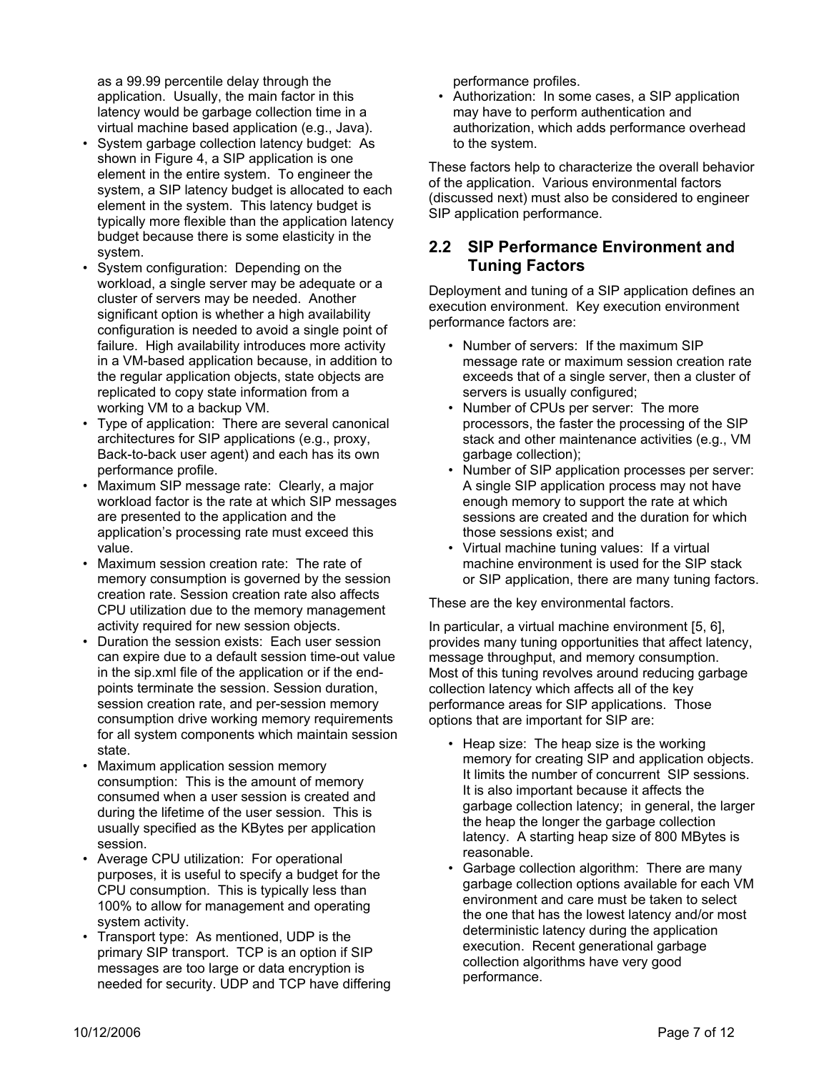as a 99.99 percentile delay through the application. Usually, the main factor in this latency would be garbage collection time in a virtual machine based application (e.g., Java).

- System garbage collection latency budget: As shown in Figure 4, a SIP application is one element in the entire system. To engineer the system, a SIP latency budget is allocated to each element in the system. This latency budget is typically more flexible than the application latency budget because there is some elasticity in the system.
- System configuration: Depending on the workload, a single server may be adequate or a cluster of servers may be needed. Another significant option is whether a high availability configuration is needed to avoid a single point of failure. High availability introduces more activity in a VM-based application because, in addition to the regular application objects, state objects are replicated to copy state information from a working VM to a backup VM.
- Type of application: There are several canonical architectures for SIP applications (e.g., proxy, Back-to-back user agent) and each has its own performance profile.
- Maximum SIP message rate: Clearly, a major workload factor is the rate at which SIP messages are presented to the application and the application's processing rate must exceed this value.
- Maximum session creation rate: The rate of memory consumption is governed by the session creation rate. Session creation rate also affects CPU utilization due to the memory management activity required for new session objects.
- Duration the session exists: Each user session can expire due to a default session time-out value in the sip.xml file of the application or if the end-points terminate the session. Session duration, session creation rate, and per-session memory consumption drive working memory requirements for all system components which maintain session state.
- Maximum application session memory consumption: This is the amount of memory consumed when a user session is created and during the lifetime of the user session. This is usually specified as the KBytes per application session.
- Average CPU utilization: For operational purposes, it is useful to specify a budget for the CPU consumption. This is typically less than 100% to allow for management and operating system activity.
- Transport type: As mentioned, UDP is the primary SIP transport. TCP is an option if SIP messages are too large or data encryption is needed for security. UDP and TCP have differing performance profiles.
- Authorization: In some cases, a SIP application may have to perform authentication and authorization, which adds performance overhead to the system.

These factors help to characterize the overall behavior of the application. Various environmental factors (discussed next) must also be considered to engineer SIP application performance.

## 2.2 SIP Performance Environment and Tuning Factors

Deployment and tuning of a SIP application defines an execution environment. Key execution environment performance factors are:

- Number of servers: If the maximum SIP message rate or maximum session creation rate exceeds that of a single server, then a cluster of servers is usually configured;
- Number of CPUs per server: The more processors, the faster the processing of the SIP stack and other maintenance activities (e.g., VM garbage collection);
- Number of SIP application processes per server: A single SIP application process may not have enough memory to support the rate at which sessions are created and the duration for which those sessions exist; and
- Virtual machine tuning values: If a virtual machine environment is used for the SIP stack or SIP application, there are many tuning factors.

These are the key environmental factors.

In particular, a virtual machine environment [5, 6], provides many tuning opportunities that affect latency, message throughput, and memory consumption. Most of this tuning revolves around reducing garbage collection latency which affects all of the key performance areas for SIP applications. Those options that are important for SIP are:

- Heap size: The heap size is the working memory for creating SIP and application objects. It limits the number of concurrent SIP sessions. It is also important because it affects the garbage collection latency; in general, the larger the heap the longer the garbage collection latency. A starting heap size of 800 MBytes is reasonable.
- Garbage collection algorithm: There are many garbage collection options available for each VM environment and care must be taken to select the one that has the lowest latency and/or most deterministic latency during the application execution. Recent generational garbage collection algorithms have very good performance.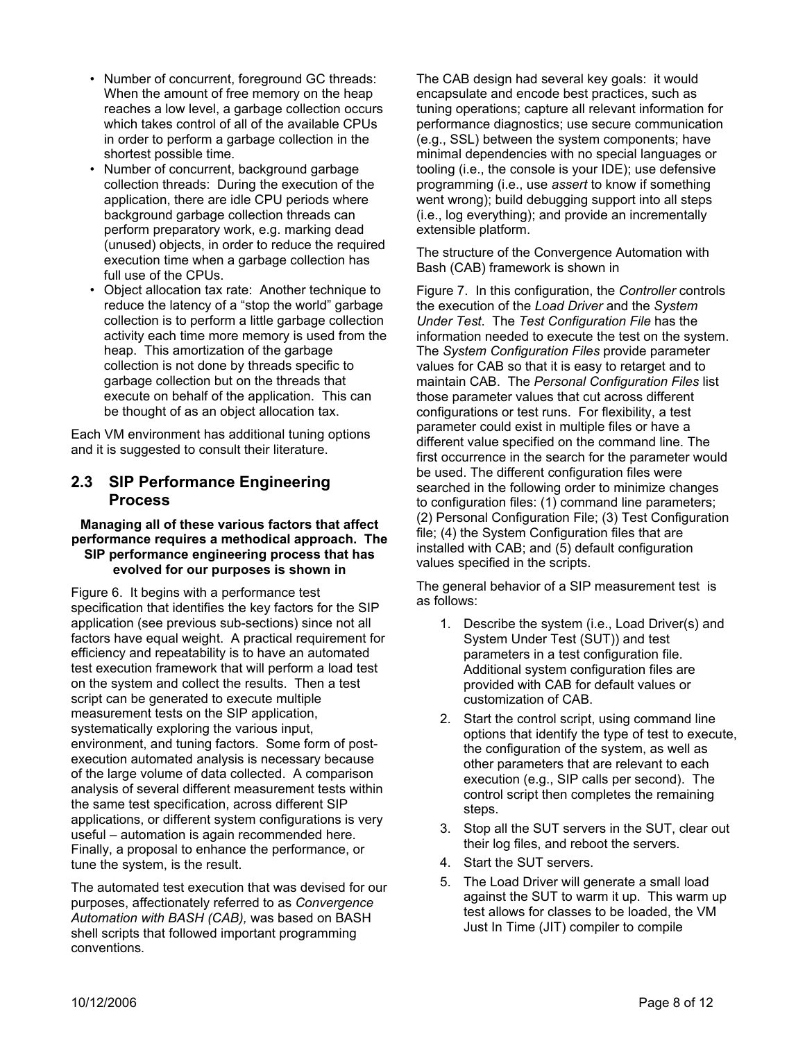- Number of concurrent, foreground GC threads: When the amount of free memory on the heap reaches a low level, a garbage collection occurs which takes control of all of the available CPUs in order to perform a garbage collection in the shortest possible time.
- Number of concurrent, background garbage collection threads: During the execution of the application, there are idle CPU periods where background garbage collection threads can perform preparatory work, e.g. marking dead (unused) objects, in order to reduce the required execution time when a garbage collection has full use of the CPUs.
- Object allocation tax rate: Another technique to reduce the latency of a "stop the world" garbage collection is to perform a little garbage collection activity each time more memory is used from the heap. This amortization of the garbage collection is not done by threads specific to garbage collection but on the threads that execute on behalf of the application. This can be thought of as an object allocation tax.

Each VM environment has additional tuning options and it is suggested to consult their literature.

## 2.3 SIP Performance Engineering Process

**Managing all of these various factors that affect performance requires a methodical approach. The SIP performance engineering process that has evolved for our purposes is shown in**

Figure 6. It begins with a performance test specification that identifies the key factors for the SIP application (see previous sub-sections) since not all factors have equal weight. A practical requirement for efficiency and repeatability is to have an automated test execution framework that will perform a load test on the system and collect the results. Then a test script can be generated to execute multiple measurement tests on the SIP application, systematically exploring the various input, environment, and tuning factors. Some form of post-execution automated analysis is necessary because of the large volume of data collected. A comparison analysis of several different measurement tests within the same test specification, across different SIP applications, or different system configurations is very useful – automation is again recommended here. Finally, a proposal to enhance the performance, or tune the system, is the result.

The automated test execution that was devised for our purposes, affectionately referred to as *Convergence Automation with BASH (CAB),* was based on BASH shell scripts that followed important programming conventions.

The CAB design had several key goals: it would encapsulate and encode best practices, such as tuning operations; capture all relevant information for performance diagnostics; use secure communication (e.g., SSL) between the system components; have minimal dependencies with no special languages or tooling (i.e., the console is your IDE); use defensive programming (i.e., use *assert* to know if something went wrong); build debugging support into all steps (i.e., log everything); and provide an incrementally extensible platform.

The structure of the Convergence Automation with Bash (CAB) framework is shown in

Figure 7. In this configuration, the *Controller* controls the execution of the *Load Driver* and the *System Under Test*. The *Test Configuration File* has the information needed to execute the test on the system. The *System Configuration Files* provide parameter values for CAB so that it is easy to retarget and to maintain CAB. The *Personal Configuration Files* list those parameter values that cut across different configurations or test runs. For flexibility, a test parameter could exist in multiple files or have a different value specified on the command line. The first occurrence in the search for the parameter would be used. The different configuration files were searched in the following order to minimize changes to configuration files: (1) command line parameters; (2) Personal Configuration File; (3) Test Configuration file; (4) the System Configuration files that are installed with CAB; and (5) default configuration values specified in the scripts.

The general behavior of a SIP measurement test is as follows:

1. Describe the system (i.e., Load Driver(s) and System Under Test (SUT)) and test parameters in a test configuration file. Additional system configuration files are provided with CAB for default values or customization of CAB.
2. Start the control script, using command line options that identify the type of test to execute, the configuration of the system, as well as other parameters that are relevant to each execution (e.g., SIP calls per second). The control script then completes the remaining steps.
3. Stop all the SUT servers in the SUT, clear out their log files, and reboot the servers.
4. Start the SUT servers.
5. The Load Driver will generate a small load against the SUT to warm it up. This warm up test allows for classes to be loaded, the VM Just In Time (JIT) compiler to compile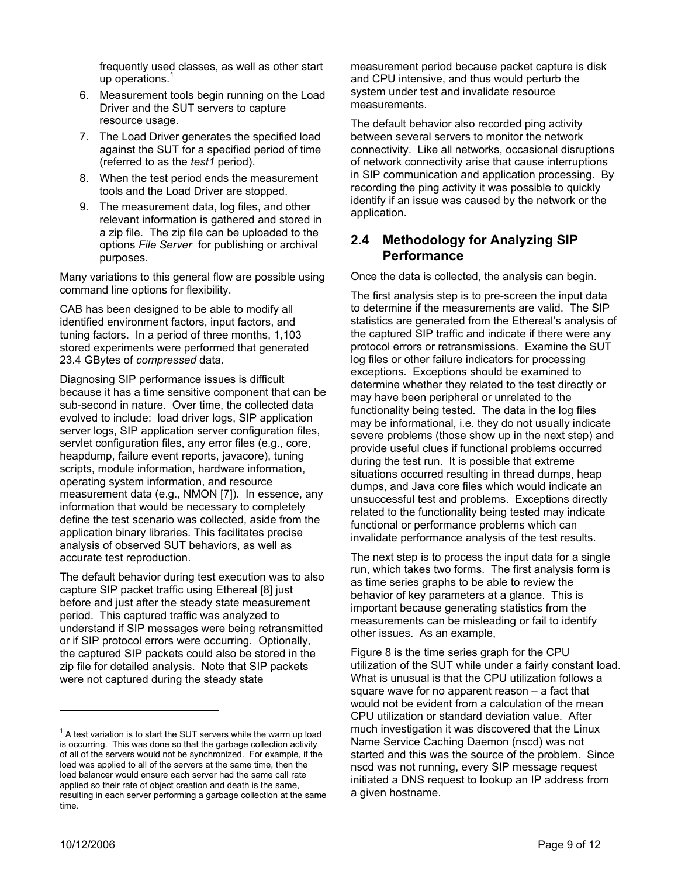frequently used classes, as well as other start up operations.[1]

6. Measurement tools begin running on the Load Driver and the SUT servers to capture resource usage.
7. The Load Driver generates the specified load against the SUT for a specified period of time (referred to as the *test1* period).
8. When the test period ends the measurement tools and the Load Driver are stopped.
9. The measurement data, log files, and other relevant information is gathered and stored in a zip file. The zip file can be uploaded to the options *File Server* for publishing or archival purposes.

Many variations to this general flow are possible using command line options for flexibility.

CAB has been designed to be able to modify all identified environment factors, input factors, and tuning factors. In a period of three months, 1,103 stored experiments were performed that generated 23.4 GBytes of *compressed* data.

Diagnosing SIP performance issues is difficult because it has a time sensitive component that can be sub-second in nature. Over time, the collected data evolved to include: load driver logs, SIP application server logs, SIP application server configuration files, servlet configuration files, any error files (e.g., core, heapdump, failure event reports, javacore), tuning scripts, module information, hardware information, operating system information, and resource measurement data (e.g., NMON [7]). In essence, any information that would be necessary to completely define the test scenario was collected, aside from the application binary libraries. This facilitates precise analysis of observed SUT behaviors, as well as accurate test reproduction.

The default behavior during test execution was to also capture SIP packet traffic using Ethereal [8] just before and just after the steady state measurement period. This captured traffic was analyzed to understand if SIP messages were being retransmitted or if SIP protocol errors were occurring. Optionally, the captured SIP packets could also be stored in the zip file for detailed analysis. Note that SIP packets were not captured during the steady state measurement period because packet capture is disk and CPU intensive, and thus would perturb the system under test and invalidate resource measurements.

The default behavior also recorded ping activity between several servers to monitor the network connectivity. Like all networks, occasional disruptions of network connectivity arise that cause interruptions in SIP communication and application processing. By recording the ping activity it was possible to quickly identify if an issue was caused by the network or the application.

## 2.4 Methodology for Analyzing SIP Performance

Once the data is collected, the analysis can begin.

The first analysis step is to pre-screen the input data to determine if the measurements are valid. The SIP statistics are generated from the Ethereal's analysis of the captured SIP traffic and indicate if there were any protocol errors or retransmissions. Examine the SUT log files or other failure indicators for processing exceptions. Exceptions should be examined to determine whether they related to the test directly or may have been peripheral or unrelated to the functionality being tested. The data in the log files may be informational, i.e. they do not usually indicate severe problems (those show up in the next step) and provide useful clues if functional problems occurred during the test run. It is possible that extreme situations occurred resulting in thread dumps, heap dumps, and Java core files which would indicate an unsuccessful test and problems. Exceptions directly related to the functionality being tested may indicate functional or performance problems which can invalidate performance analysis of the test results.

The next step is to process the input data for a single run, which takes two forms. The first analysis form is as time series graphs to be able to review the behavior of key parameters at a glance. This is important because generating statistics from the measurements can be misleading or fail to identify other issues. As an example,

Figure 8 is the time series graph for the CPU utilization of the SUT while under a fairly constant load. What is unusual is that the CPU utilization follows a square wave for no apparent reason – a fact that would not be evident from a calculation of the mean CPU utilization or standard deviation value. After much investigation it was discovered that the Linux Name Service Caching Daemon (nscd) was not started and this was the source of the problem. Since nscd was not running, every SIP message request initiated a DNS request to lookup an IP address from a given hostname.

---

[1] A test variation is to start the SUT servers while the warm up load is occurring. This was done so that the garbage collection activity of all of the servers would not be synchronized. For example, if the load was applied to all of the servers at the same time, then the load balancer would ensure each server had the same call rate applied so their rate of object creation and death is the same, resulting in each server performing a garbage collection at the same time.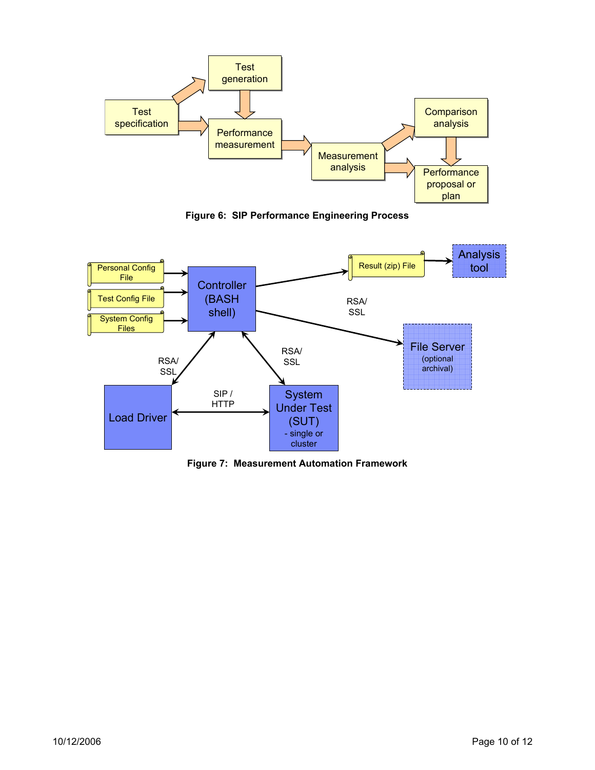Figure 6: SIP Performance Engineering Process

Figure 7: Measurement Automation Framework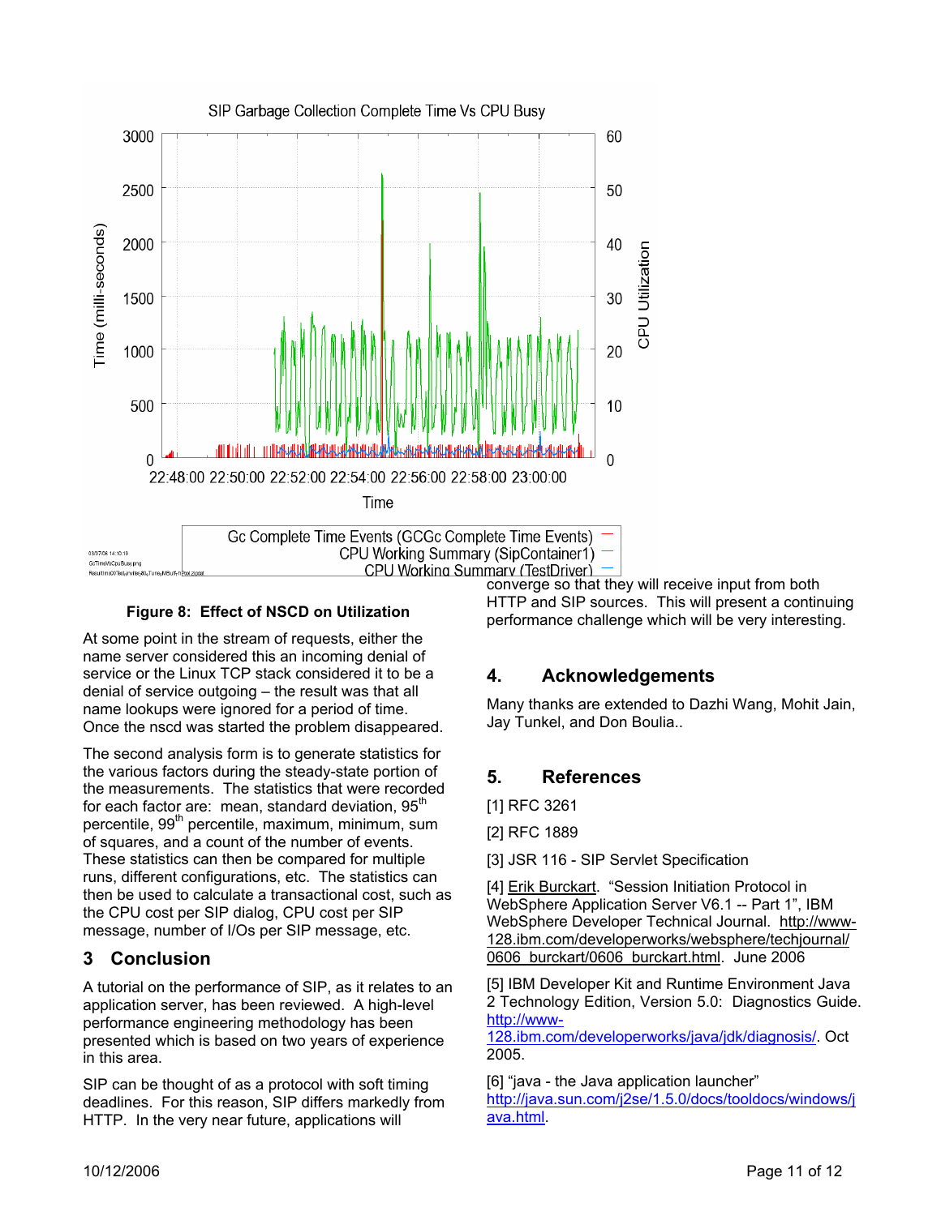SIP Garbage Collection Complete Time Vs CPU Busy

**Figure 8: Effect of NSCD on Utilization**

At some point in the stream of requests, either the name server considered this an incoming denial of service or the Linux TCP stack considered it to be a denial of service outgoing – the result was that all name lookups were ignored for a period of time. Once the nscd was started the problem disappeared.

The second analysis form is to generate statistics for the various factors during the steady-state portion of the measurements. The statistics that were recorded for each factor are: mean, standard deviation, 95th percentile, 99th percentile, maximum, minimum, sum of squares, and a count of the number of events. These statistics can then be compared for multiple runs, different configurations, etc. The statistics can then be used to calculate a transactional cost, such as the CPU cost per SIP dialog, CPU cost per SIP message, number of I/Os per SIP message, etc.

## 3 Conclusion

A tutorial on the performance of SIP, as it relates to an application server, has been reviewed. A high-level performance engineering methodology has been presented which is based on two years of experience in this area.

SIP can be thought of as a protocol with soft timing deadlines. For this reason, SIP differs markedly from HTTP. In the very near future, applications will converge so that they will receive input from both HTTP and SIP sources. This will present a continuing performance challenge which will be very interesting.

## 4. Acknowledgements

Many thanks are extended to Dazhi Wang, Mohit Jain, Jay Tunkel, and Don Boulia..

## 5. References

[1] RFC 3261

[2] RFC 1889

[3] JSR 116 - SIP Servlet Specification

[4] Erik Burckart. "Session Initiation Protocol in WebSphere Application Server V6.1 -- Part 1", IBM WebSphere Developer Technical Journal. http://www-128.ibm.com/developerworks/websphere/techjournal/0606_burckart/0606_burckart.html. June 2006

[5] IBM Developer Kit and Runtime Environment Java 2 Technology Edition, Version 5.0: Diagnostics Guide. http://www-128.ibm.com/developerworks/java/jdk/diagnosis/. Oct 2005.

[6] "java - the Java application launcher" http://java.sun.com/j2se/1.5.0/docs/tooldocs/windows/java.html.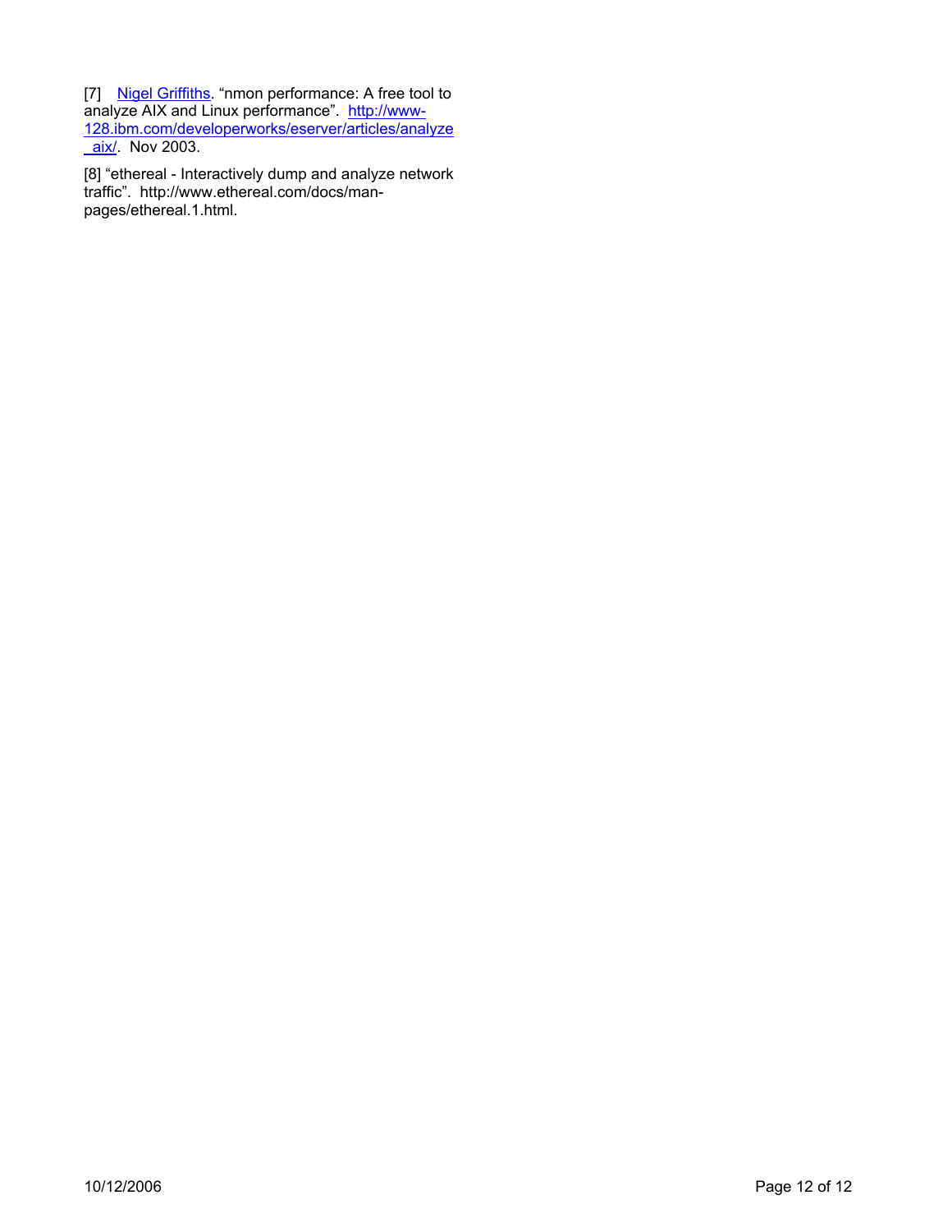[7] Nigel Griffiths. “nmon performance: A free tool to analyze AIX and Linux performance”. http://www-128.ibm.com/developerworks/eserver/articles/analyze_aix/. Nov 2003.

[8] “ethereal - Interactively dump and analyze network traffic”. http://www.ethereal.com/docs/man-pages/ethereal.1.html.